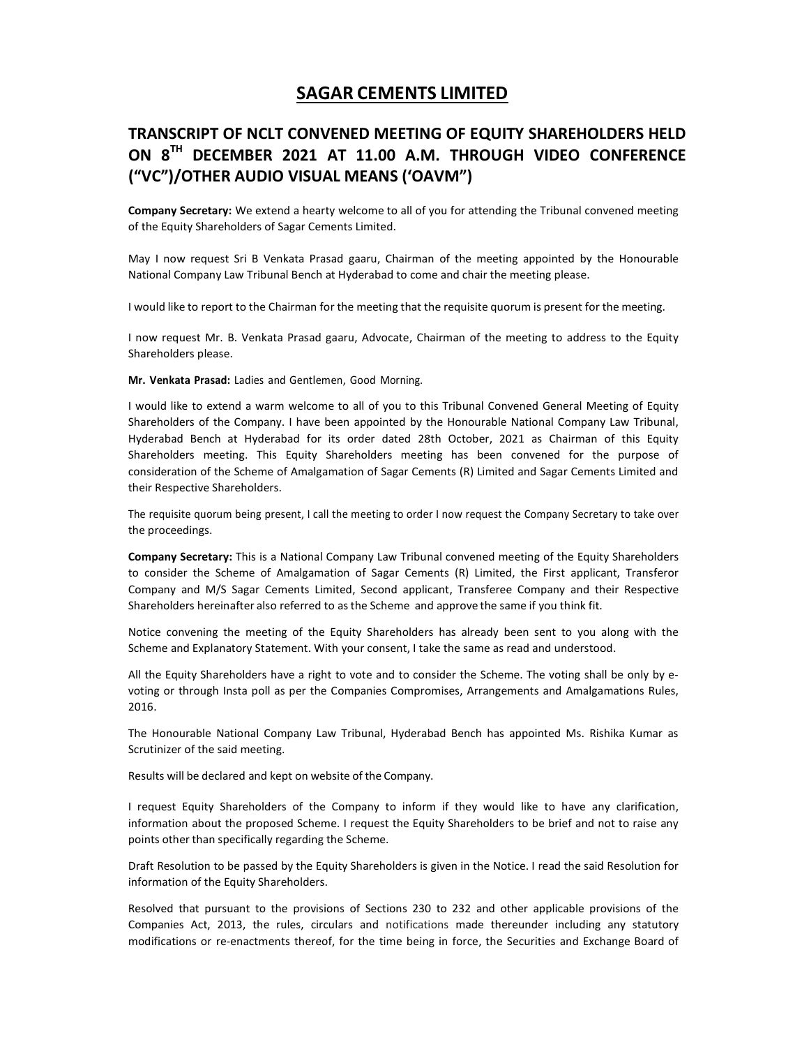# SAGAR CEMENTS LIMITED

## TRANSCRIPT OF NCLT CONVENED MEETING OF EQUITY SHAREHOLDERS HELD ON 8TH DECEMBER 2021 AT 11.00 A.M. THROUGH VIDEO CONFERENCE ("VC")/OTHER AUDIO VISUAL MEANS ('OAVM")

**Company Secretary:** We extend a hearty welcome to all of you for attending the Tribunal convened meeting of the Equity Shareholders of Sagar Cements Limited.

May I now request Sri B Venkata Prasad gaaru, Chairman of the meeting appointed by the Honourable National Company Law Tribunal Bench at Hyderabad to come and chair the meeting please.

I would like to report to the Chairman for the meeting that the requisite quorum is present for the meeting.

I now request Mr. B. Venkata Prasad gaaru, Advocate, Chairman of the meeting to address to the Equity Shareholders please.

**Mr. Venkata Prasad:** Ladies and Gentlemen, Good Morning.

I would like to extend a warm welcome to all of you to this Tribunal Convened General Meeting of Equity Shareholders of the Company. I have been appointed by the Honourable National Company Law Tribunal, Hyderabad Bench at Hyderabad for its order dated 28th October, 2021 as Chairman of this Equity Shareholders meeting. This Equity Shareholders meeting has been convened for the purpose of consideration of the Scheme of Amalgamation of Sagar Cements (R) Limited and Sagar Cements Limited and their Respective Shareholders.

The requisite quorum being present, I call the meeting to order I now request the Company Secretary to take over the proceedings.

**Company Secretary:** This is a National Company Law Tribunal convened meeting of the Equity Shareholders to consider the Scheme of Amalgamation of Sagar Cements (R) Limited, the First applicant, Transferor Company and M/S Sagar Cements Limited, Second applicant, Transferee Company and their Respective Shareholders hereinafter also referred to as the Scheme and approve the same if you think fit.

Notice convening the meeting of the Equity Shareholders has already been sent to you along with the Scheme and Explanatory Statement. With your consent, I take the same as read and understood.

All the Equity Shareholders have a right to vote and to consider the Scheme. The voting shall be only by e-voting or through Insta poll as per the Companies Compromises, Arrangements and Amalgamations Rules, 2016.

The Honourable National Company Law Tribunal, Hyderabad Bench has appointed Ms. Rishika Kumar as Scrutinizer of the said meeting.

Results will be declared and kept on website of the Company.

I request Equity Shareholders of the Company to inform if they would like to have any clarification, information about the proposed Scheme. I request the Equity Shareholders to be brief and not to raise any points other than specifically regarding the Scheme.

Draft Resolution to be passed by the Equity Shareholders is given in the Notice. I read the said Resolution for information of the Equity Shareholders.

Resolved that pursuant to the provisions of Sections 230 to 232 and other applicable provisions of the Companies Act, 2013, the rules, circulars and notifications made thereunder including any statutory modifications or re-enactments thereof, for the time being in force, the Securities and Exchange Board of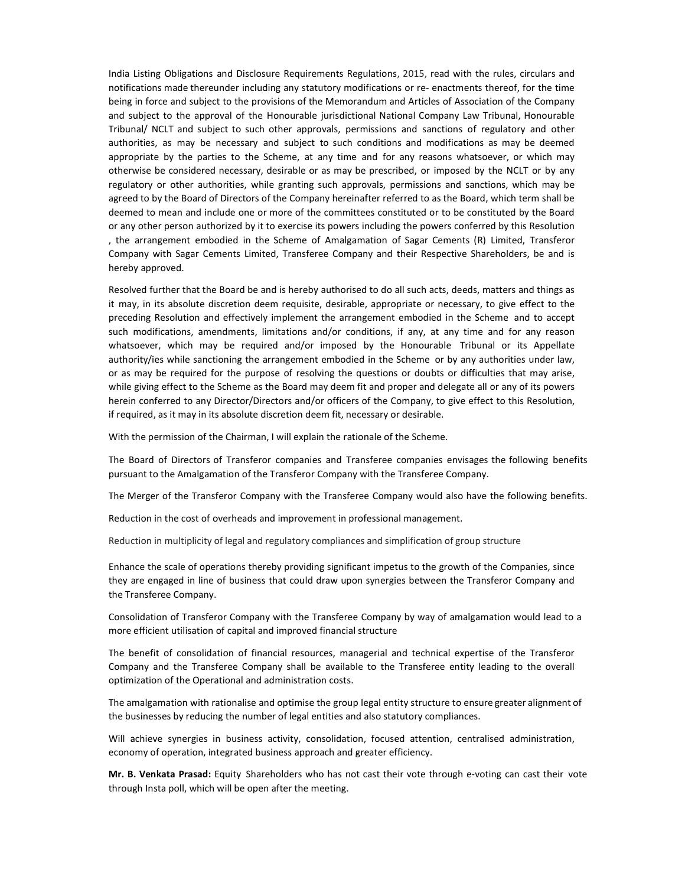India Listing Obligations and Disclosure Requirements Regulations, 2015, read with the rules, circulars and notifications made thereunder including any statutory modifications or re- enactments thereof, for the time being in force and subject to the provisions of the Memorandum and Articles of Association of the Company and subject to the approval of the Honourable jurisdictional National Company Law Tribunal, Honourable Tribunal/ NCLT and subject to such other approvals, permissions and sanctions of regulatory and other authorities, as may be necessary and subject to such conditions and modifications as may be deemed appropriate by the parties to the Scheme, at any time and for any reasons whatsoever, or which may otherwise be considered necessary, desirable or as may be prescribed, or imposed by the NCLT or by any regulatory or other authorities, while granting such approvals, permissions and sanctions, which may be agreed to by the Board of Directors of the Company hereinafter referred to as the Board, which term shall be deemed to mean and include one or more of the committees constituted or to be constituted by the Board or any other person authorized by it to exercise its powers including the powers conferred by this Resolution , the arrangement embodied in the Scheme of Amalgamation of Sagar Cements (R) Limited, Transferor Company with Sagar Cements Limited, Transferee Company and their Respective Shareholders, be and is hereby approved.

Resolved further that the Board be and is hereby authorised to do all such acts, deeds, matters and things as it may, in its absolute discretion deem requisite, desirable, appropriate or necessary, to give effect to the preceding Resolution and effectively implement the arrangement embodied in the Scheme and to accept such modifications, amendments, limitations and/or conditions, if any, at any time and for any reason whatsoever, which may be required and/or imposed by the Honourable Tribunal or its Appellate authority/ies while sanctioning the arrangement embodied in the Scheme or by any authorities under law, or as may be required for the purpose of resolving the questions or doubts or difficulties that may arise, while giving effect to the Scheme as the Board may deem fit and proper and delegate all or any of its powers herein conferred to any Director/Directors and/or officers of the Company, to give effect to this Resolution, if required, as it may in its absolute discretion deem fit, necessary or desirable.

With the permission of the Chairman, I will explain the rationale of the Scheme.

The Board of Directors of Transferor companies and Transferee companies envisages the following benefits pursuant to the Amalgamation of the Transferor Company with the Transferee Company.

The Merger of the Transferor Company with the Transferee Company would also have the following benefits.

Reduction in the cost of overheads and improvement in professional management.

Reduction in multiplicity of legal and regulatory compliances and simplification of group structure

Enhance the scale of operations thereby providing significant impetus to the growth of the Companies, since they are engaged in line of business that could draw upon synergies between the Transferor Company and the Transferee Company.

Consolidation of Transferor Company with the Transferee Company by way of amalgamation would lead to a more efficient utilisation of capital and improved financial structure

The benefit of consolidation of financial resources, managerial and technical expertise of the Transferor Company and the Transferee Company shall be available to the Transferee entity leading to the overall optimization of the Operational and administration costs.

The amalgamation with rationalise and optimise the group legal entity structure to ensure greater alignment of the businesses by reducing the number of legal entities and also statutory compliances.

Will achieve synergies in business activity, consolidation, focused attention, centralised administration, economy of operation, integrated business approach and greater efficiency.

**Mr. B. Venkata Prasad:** Equity Shareholders who has not cast their vote through e-voting can cast their vote through Insta poll, which will be open after the meeting.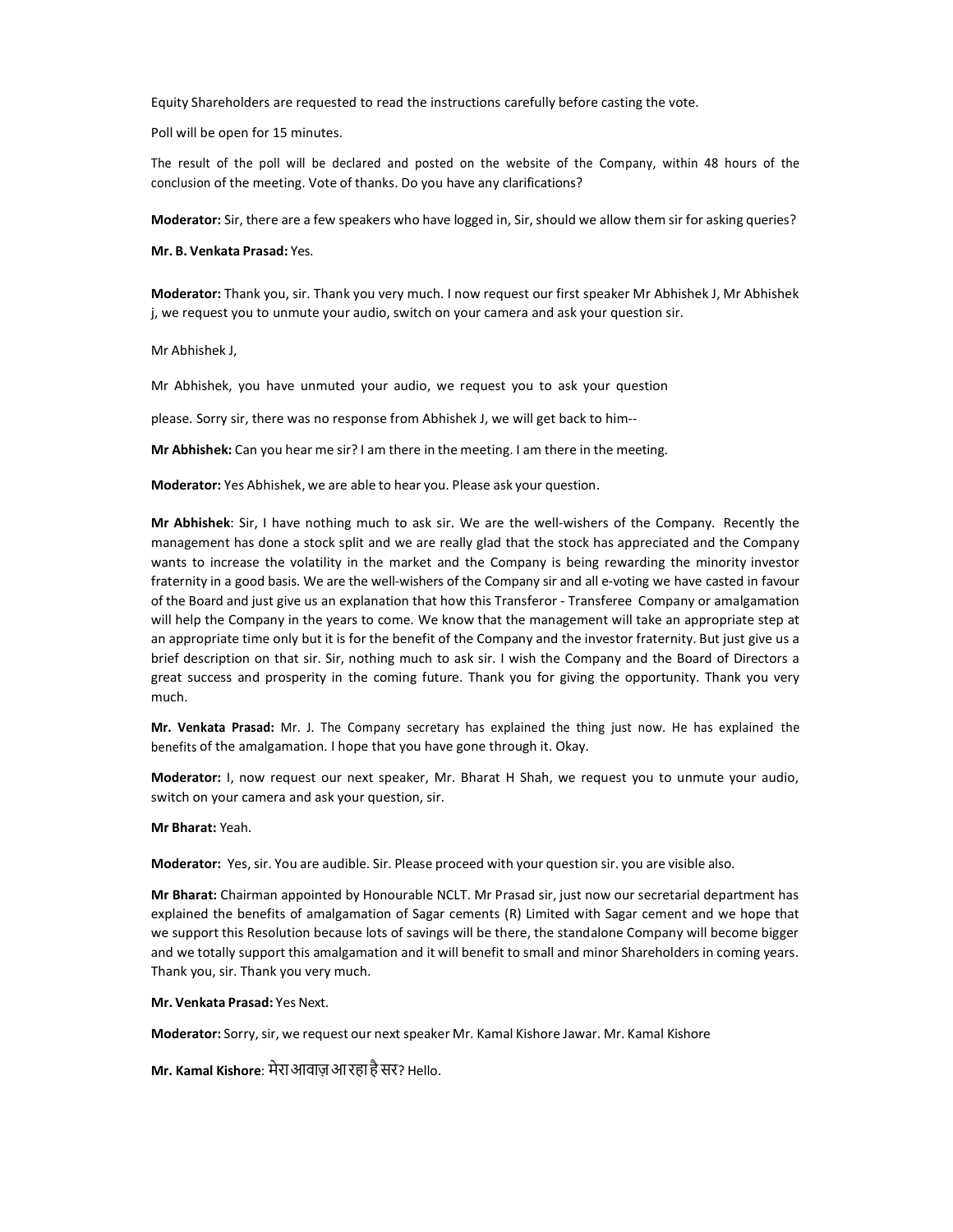Equity Shareholders are requested to read the instructions carefully before casting the vote.

Poll will be open for 15 minutes.

The result of the poll will be declared and posted on the website of the Company, within 48 hours of the conclusion of the meeting. Vote of thanks. Do you have any clarifications?

**Moderator:** Sir, there are a few speakers who have logged in, Sir, should we allow them sir for asking queries?

**Mr. B. Venkata Prasad:** Yes.

**Moderator:** Thank you, sir. Thank you very much. I now request our first speaker Mr Abhishek J, Mr Abhishek j, we request you to unmute your audio, switch on your camera and ask your question sir.

Mr Abhishek J,

Mr Abhishek, you have unmuted your audio, we request you to ask your question

please. Sorry sir, there was no response from Abhishek J, we will get back to him--

**Mr Abhishek:** Can you hear me sir? I am there in the meeting. I am there in the meeting.

**Moderator:** Yes Abhishek, we are able to hear you. Please ask your question.

**Mr Abhishek**: Sir, I have nothing much to ask sir. We are the well-wishers of the Company. Recently the management has done a stock split and we are really glad that the stock has appreciated and the Company wants to increase the volatility in the market and the Company is being rewarding the minority investor fraternity in a good basis. We are the well-wishers of the Company sir and all e-voting we have casted in favour of the Board and just give us an explanation that how this Transferor - Transferee Company or amalgamation will help the Company in the years to come. We know that the management will take an appropriate step at an appropriate time only but it is for the benefit of the Company and the investor fraternity. But just give us a brief description on that sir. Sir, nothing much to ask sir. I wish the Company and the Board of Directors a great success and prosperity in the coming future. Thank you for giving the opportunity. Thank you very much.

**Mr. Venkata Prasad:** Mr. J. The Company secretary has explained the thing just now. He has explained the benefits of the amalgamation. I hope that you have gone through it. Okay.

**Moderator:** I, now request our next speaker, Mr. Bharat H Shah, we request you to unmute your audio, switch on your camera and ask your question, sir.

**Mr Bharat:** Yeah.

**Moderator:** Yes, sir. You are audible. Sir. Please proceed with your question sir. you are visible also.

**Mr Bharat:** Chairman appointed by Honourable NCLT. Mr Prasad sir, just now our secretarial department has explained the benefits of amalgamation of Sagar cements (R) Limited with Sagar cement and we hope that we support this Resolution because lots of savings will be there, the standalone Company will become bigger and we totally support this amalgamation and it will benefit to small and minor Shareholders in coming years. Thank you, sir. Thank you very much.

**Mr. Venkata Prasad:** Yes Next.

**Moderator:** Sorry, sir, we request our next speaker Mr. Kamal Kishore Jawar. Mr. Kamal Kishore

**Mr. Kamal Kishore**: मेरा आवाज़ आ रहा है सर? Hello.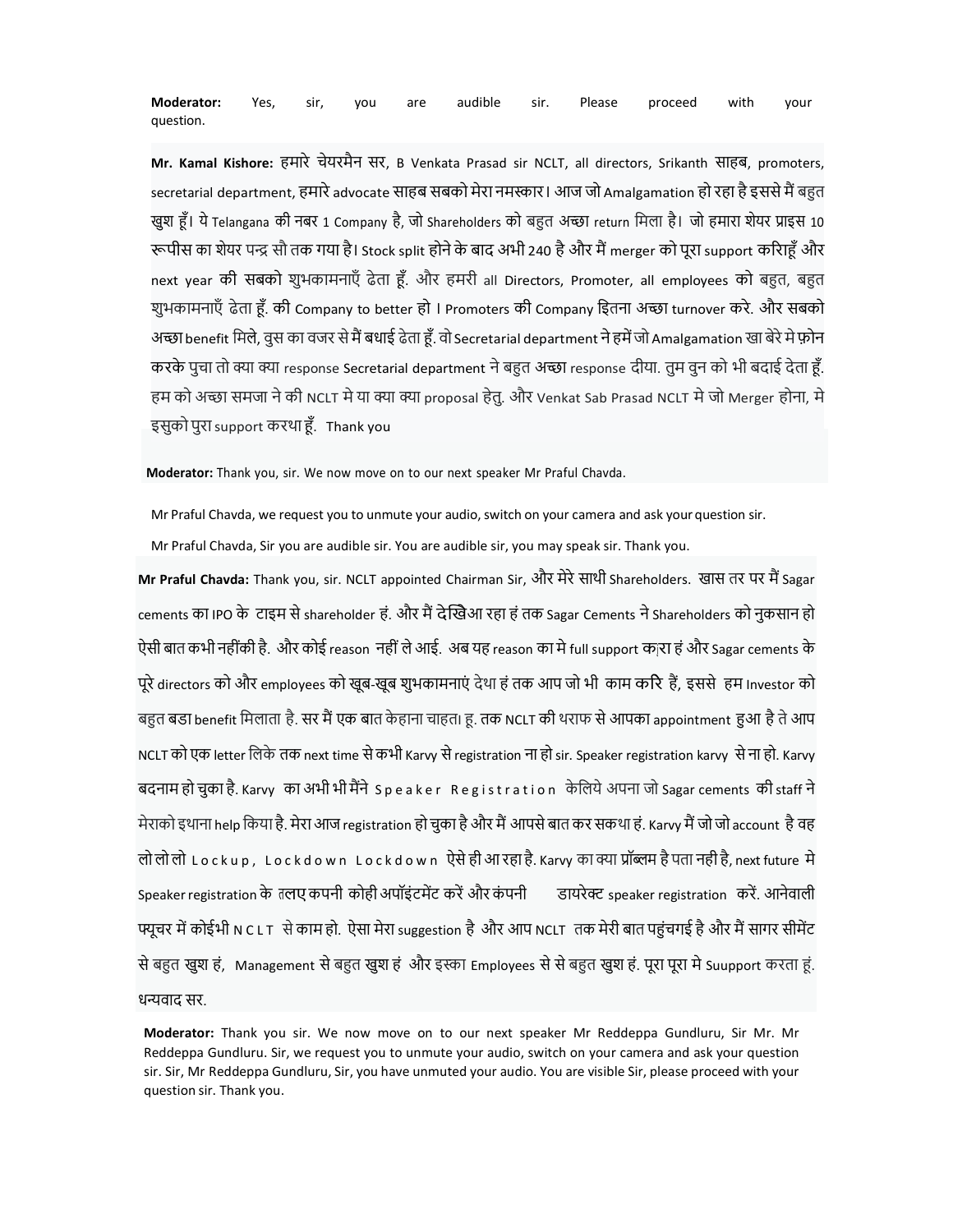**Moderator:** Yes, sir, you are audible sir. Please proceed with your question.

**Mr. Kamal Kishore:** हमारे चेयरमैन सर, B Venkata Prasad sir NCLT, all directors, Srikanth साहब, promoters, secretarial department, हमारे advocate साहब सबको मेरा नमस्कार। आज जो Amalgamation हो रहा है इससे मैं बहुत खुश हूँ। ये Telangana की नबर 1 Company है, जो Shareholders को बहुत अच्छा return मिला है। जो हमारा शेयर प्राइस 10 रूपीस का शेयर पन्द्र सौ तक गया है। Stock split होने के बाद अभी 240 है और मैं merger को पूरा support करिाहूँ और next year की सबको शुभकामनाएँ ढेता हूँ. और हमरी all Directors, Promoter, all employees को बहुत, बहुत शुभकामनाएँ ढेता हूँ. की Company to better हो I Promoters की Company इितना अच्छा turnover करे. और सबको अच्छा benefit मिले, वुस का वजर से मैं बधाई ढेता हूँ. वो Secretarial department ने हमें जो Amalgamation खा बेरे मे फ़ोन करके पुचा तो क्या क्या response Secretarial department ने बहुत अच्छा response दीया. तुम वुन को भी बदाई देता हूँ. हम को अच्छा समजा ने की NCLT मे या क्या क्या proposal हेतु. और Venkat Sab Prasad NCLT मे जो Merger होना, मे इसुको पुरा support करथा हूँ. Thank you

**Moderator:** Thank you, sir. We now move on to our next speaker Mr Praful Chavda.

Mr Praful Chavda, we request you to unmute your audio, switch on your camera and ask your question sir.

Mr Praful Chavda, Sir you are audible sir. You are audible sir, you may speak sir. Thank you.

**Mr Praful Chavda:** Thank you, sir. NCLT appointed Chairman Sir, और मेरे साथी Shareholders. खास तर पर मैं Sagar cements का IPO के टाइम से shareholder हं. और मैं देखिआ रहा हं तक Sagar Cements ने Shareholders को नुकसान हो ऐसी बात कभी नहींकी है. और कोई reason नहीं ले आई. अब यह reason का मे full support करा हं और Sagar cements के पूरे directors को और employees को खूब-खूब शुभकामनाएं देथा हं तक आप जो भी काम करि हैं, इससे हम Investor को बहुत बडा benefit मिलाता है. सर मैं एक बात केहाना चाहता हू. तक NCLT की थराफ से आपका appointment हुआ है ते आप NCLT को एक letter लिके तक next time से कभी Karvy से registration ना हो sir. Speaker registration karvy से ना हो. Karvy बदनाम हो चुका है. Karvy का अभी भी मैंने S p e a k e r R e g i s t r a t i o n केलिये अपना जो Sagar cements की staff ने मेराको इथाना help किया है. मेरा आज registration हो चुका है और मैं आपसे बात कर सकथा हं. Karvy मैं जो जो account है वह लो लो लो L o c k u p , L o c k d o w n L o c k d o w n ऐसे ही आ रहा है. Karvy का क्या प्रॉब्लम है पता नही है, next future मे Speaker registration के तलए कपनी कोही अपॉइंटमेंट करें और कंपनी डायरेक्ट speaker registration करें. आनेवाली फ्यूचर में कोईभी N C L T से काम हो. ऐसा मेरा suggestion है और आप NCLT तक मेरी बात पहुंचगई है और मैं सागर सीमेंट से बहुत खुश हं, Management से बहुत खुश हं और इस्का Employees से से बहुत खुश हं. पूरा पूरा मे Suupport करता हूं. धन्यवाद सर.

**Moderator:** Thank you sir. We now move on to our next speaker Mr Reddeppa Gundluru, Sir Mr. Mr Reddeppa Gundluru. Sir, we request you to unmute your audio, switch on your camera and ask your question sir. Sir, Mr Reddeppa Gundluru, Sir, you have unmuted your audio. You are visible Sir, please proceed with your question sir. Thank you.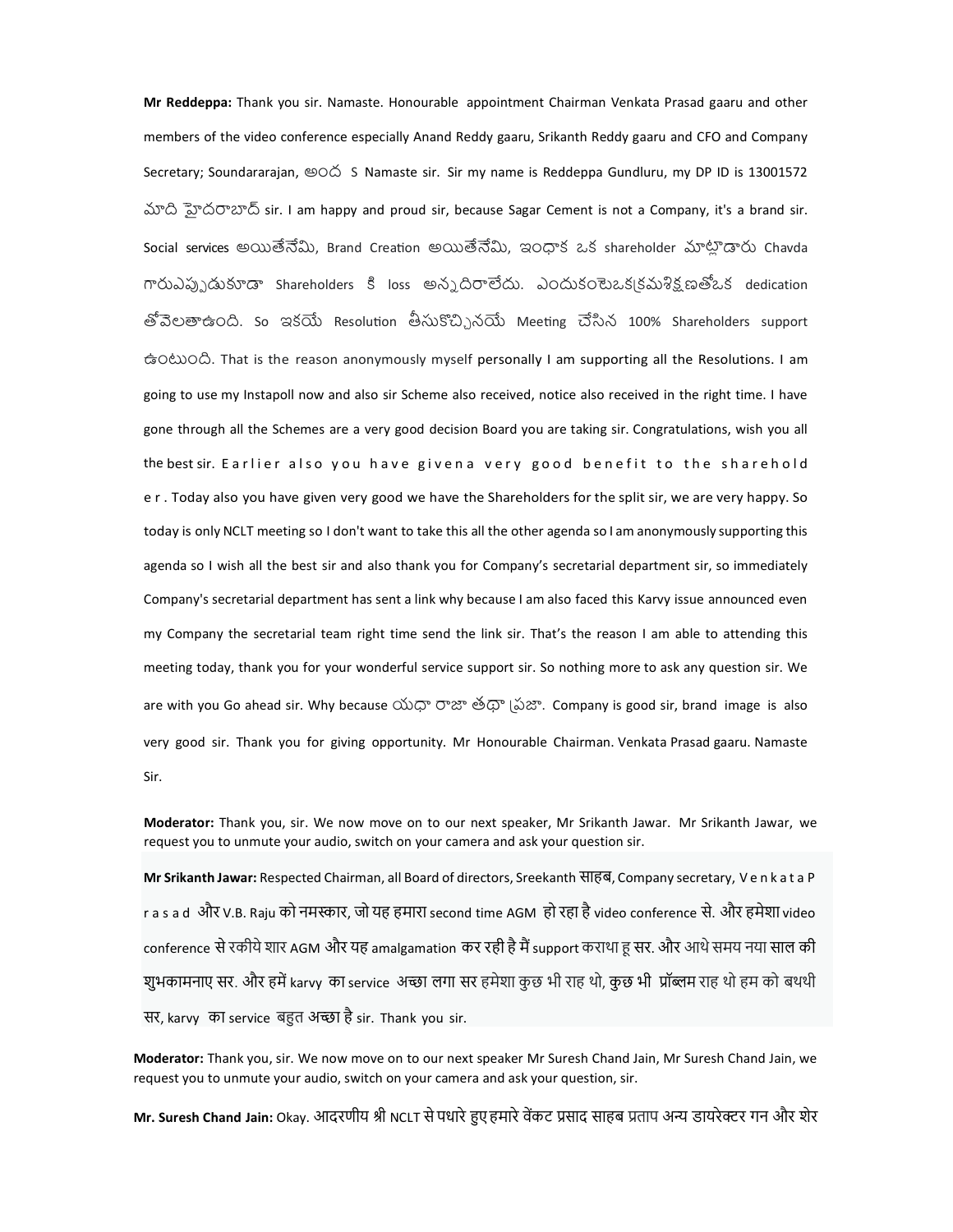**Mr Reddeppa:** Thank you sir. Namaste. Honourable appointment Chairman Venkata Prasad gaaru and other members of the video conference especially Anand Reddy gaaru, Srikanth Reddy gaaru and CFO and Company Secretary; Soundararajan, అంద S Namaste sir. Sir my name is Reddeppa Gundluru, my DP ID is 13001572 మాది హైదరాబాద్ sir. I am happy and proud sir, because Sagar Cement is not a Company, it's a brand sir. Social services అయితేనేమి, Brand Creation అయితేనేమి, ఇంధాక ఒక shareholder మాట్లాడారు Chavda గారుఎప్పుడుకూడా Shareholders కి loss అన్నదిరాలేదు. ఎందుకంటేఒకక్రమశిక్షణతోఒక dedication తోవెలతాఉంది. So ఇకయే Resolution తీసుకొచ్చినయే Meeting చేసిన 100% Shareholders support ఉంటుంది. That is the reason anonymously myself personally I am supporting all the Resolutions. I am going to use my Instapoll now and also sir Scheme also received, notice also received in the right time. I have gone through all the Schemes are a very good decision Board you are taking sir. Congratulations, wish you all the best sir. E a r l i e r a l s o y o u h a v e g i v e n a v e r y g o o d b e n e f i t t o t h e s h a r e h o l d e r . Today also you have given very good we have the Shareholders for the split sir, we are very happy. So today is only NCLT meeting so I don't want to take this all the other agenda so I am anonymously supporting this agenda so I wish all the best sir and also thank you for Company's secretarial department sir, so immediately Company's secretarial department has sent a link why because I am also faced this Karvy issue announced even my Company the secretarial team right time send the link sir. That's the reason I am able to attending this meeting today, thank you for your wonderful service support sir. So nothing more to ask any question sir. We are with you Go ahead sir. Why because యధా రాజా తథా ప్రజా. Company is good sir, brand image is also very good sir. Thank you for giving opportunity. Mr Honourable Chairman. Venkata Prasad gaaru. Namaste Sir.

**Moderator:** Thank you, sir. We now move on to our next speaker, Mr Srikanth Jawar. Mr Srikanth Jawar, we request you to unmute your audio, switch on your camera and ask your question sir.

**Mr Srikanth Jawar:** Respected Chairman, all Board of directors, Sreekanth साहब, Company secretary, V e n k a t a P r a s a d और V.B. Raju को नमस्कार, जो यह हमारा second time AGM हो रहा है video conference से. और हमेशा video conference से रकीये शार AGM और यह amalgamation कर रही है मैं support कराधा हू सर. और आथे समय नया साल की शुभकामनाए सर. और हमें karvy का service अच्छा लगा सर हमेशा कुछ भी राह थो, कुछ भी प्रॉब्लम राह थो हम को बथथी सर, karvy का service बहुत अच्छा है sir. Thank you sir.

**Moderator:** Thank you, sir. We now move on to our next speaker Mr Suresh Chand Jain, Mr Suresh Chand Jain, we request you to unmute your audio, switch on your camera and ask your question, sir.

**Mr. Suresh Chand Jain:** Okay. आदरणीय श्री NCLT से पधारे हुए हमारे वेंकट प्रसाद साहब प्रताप अन्य डायरेक्टर गन और शेर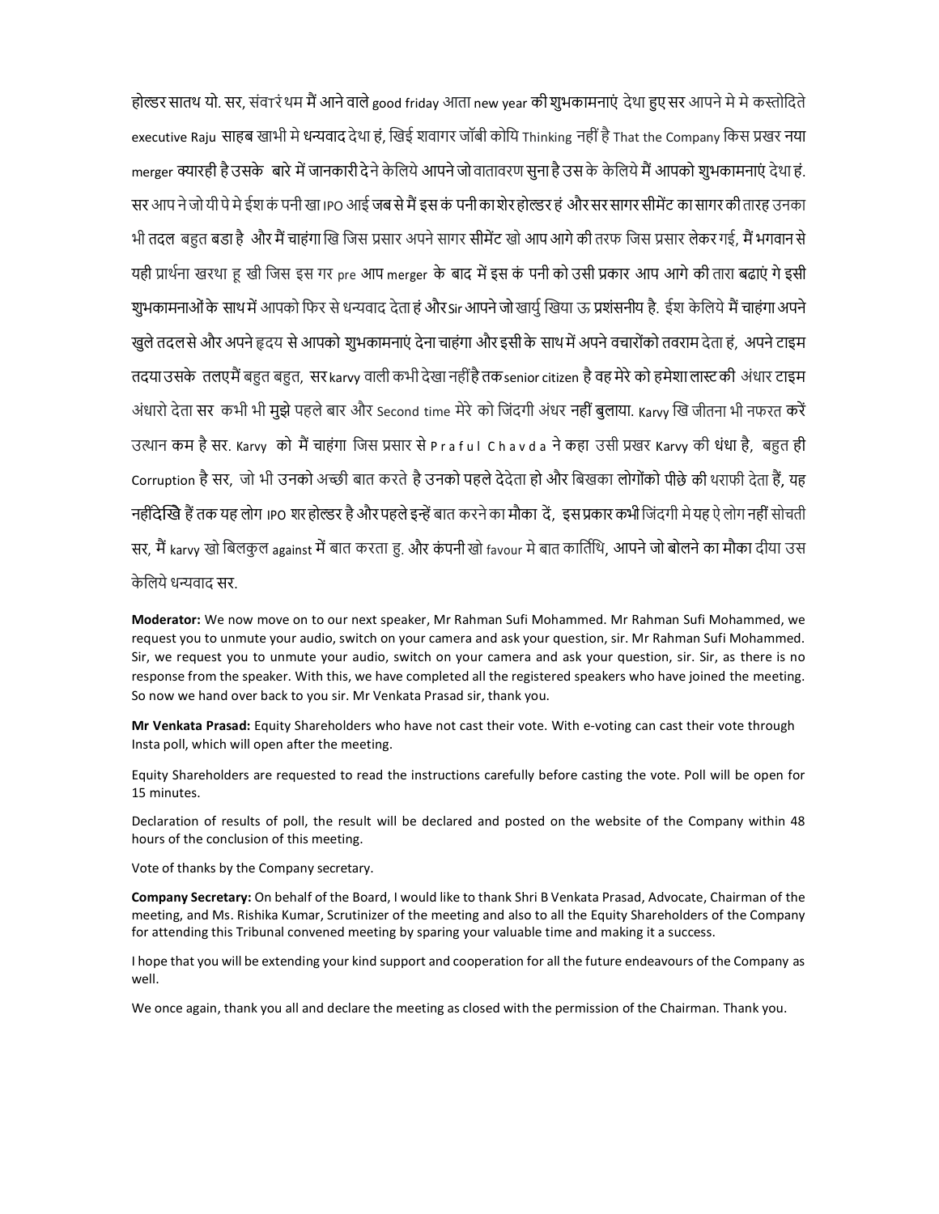होल्डर सातथ यो. सर, संवारं थम मैं आने वाले good friday आता new year की शुभकामनाएं देथा हुए सर आपने मे मे कस्तोदिते executive Raju साहब खाभी मे धन्यवाद देथा हं, खिई शवागर जॉबी कोयि Thinking नहीं है That the Company किस प्रखर नया merger क्यारही है उसके बारे में जानकारी देने केलिये आपने जो वातावरण सुना है उस के केलिये मैं आपको शुभकामनाएं देथा हं. सर आप ने जो यी पे मे ईश कं पनी खा IPO आई जब से मैं इस कं पनी का शेर होल्डर हं और सर सागर सीमेंट का सागर की तारह उनका भी तदल बहुत बडा है और मैं चाहंगा खि जिस प्रसार अपने सागर सीमेंट खो आप आगे की तरफ जिस प्रसार लेकर गई, मैं भगवान से यही प्रार्थना खरथा हू खी जिस इस गर pre आप merger के बाद में इस कं पनी को उसी प्रकार आप आगे की तारा बढाएं गे इसी शुभकामनाओं के साथ में आपको फिर से धन्यवाद देता हं और Sir आपने जो खार्यु खिया ऊ प्रशंसनीय है. ईश केलिये मैं चाहंगा अपने खुले तदल से और अपने हृदय से आपको शुभकामनाएं देना चाहंगा और इसी के साथ में अपने वचारोंको तवराम देता हं, अपने टाइम तदया उसके तलए मैं बहुत बहुत, सर karvy वाली कभी देखा नहीं है तक senior citizen है वह मेरे को हमेशा लास्ट की अंधार टाइम अंधारो देता सर कभी भी मुझे पहले बार और Second time मेरे को जिंदगी अंधर नहीं बुलाया. Karvy खि जीतना भी नफरत करें उत्थान कम है सर. Karvy को मैं चाहंगा जिस प्रसार से P r a f u l C h a v d a ने कहा उसी प्रखर Karvy की धंधा है, बहुत ही Corruption है सर, जो भी उनको अच्छी बात करते है उनको पहले देदेता हो और बिखका लोगोंको पीछे की थराफी देता हैं, यह नहींदेखि हैं तक यह लोग IPO शर होल्डर है और पहले इन्हें बात करने का मौका दें, इस प्रकार कभी जिंदगी मे यह ऐ लोग नहीं सोचती सर, मैं karvy खो बिलकुल against में बात करता हु. और कंपनी खो favour मे बात कार्तिथि, आपने जो बोलने का मौका दीया उस केलिये धन्यवाद सर.

**Moderator:** We now move on to our next speaker, Mr Rahman Sufi Mohammed. Mr Rahman Sufi Mohammed, we request you to unmute your audio, switch on your camera and ask your question, sir. Mr Rahman Sufi Mohammed. Sir, we request you to unmute your audio, switch on your camera and ask your question, sir. Sir, as there is no response from the speaker. With this, we have completed all the registered speakers who have joined the meeting. So now we hand over back to you sir. Mr Venkata Prasad sir, thank you.

**Mr Venkata Prasad:** Equity Shareholders who have not cast their vote. With e-voting can cast their vote through Insta poll, which will open after the meeting.

Equity Shareholders are requested to read the instructions carefully before casting the vote. Poll will be open for 15 minutes.

Declaration of results of poll, the result will be declared and posted on the website of the Company within 48 hours of the conclusion of this meeting.

Vote of thanks by the Company secretary.

**Company Secretary:** On behalf of the Board, I would like to thank Shri B Venkata Prasad, Advocate, Chairman of the meeting, and Ms. Rishika Kumar, Scrutinizer of the meeting and also to all the Equity Shareholders of the Company for attending this Tribunal convened meeting by sparing your valuable time and making it a success.

I hope that you will be extending your kind support and cooperation for all the future endeavours of the Company as well.

We once again, thank you all and declare the meeting as closed with the permission of the Chairman. Thank you.